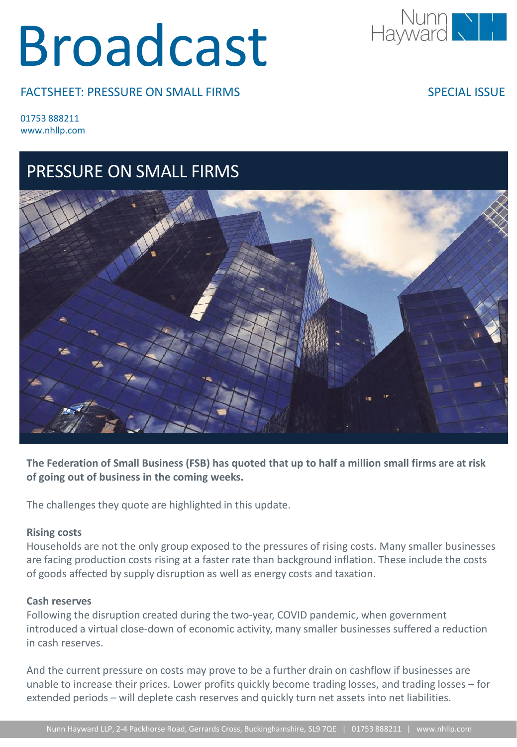# Broadcast

FACTSHEET: PRESSURE ON SMALL FIRMS

SPECIAL ISSUE

01753 888211
www.nhllp.com

## PRESSURE ON SMALL FIRMS

**The Federation of Small Business (FSB) has quoted that up to half a million small firms are at risk of going out of business in the coming weeks.**

The challenges they quote are highlighted in this update.

### Rising costs

Households are not the only group exposed to the pressures of rising costs. Many smaller businesses are facing production costs rising at a faster rate than background inflation. These include the costs of goods affected by supply disruption as well as energy costs and taxation.

### Cash reserves

Following the disruption created during the two-year, COVID pandemic, when government introduced a virtual close-down of economic activity, many smaller businesses suffered a reduction in cash reserves.

And the current pressure on costs may prove to be a further drain on cashflow if businesses are unable to increase their prices. Lower profits quickly become trading losses, and trading losses – for extended periods – will deplete cash reserves and quickly turn net assets into net liabilities.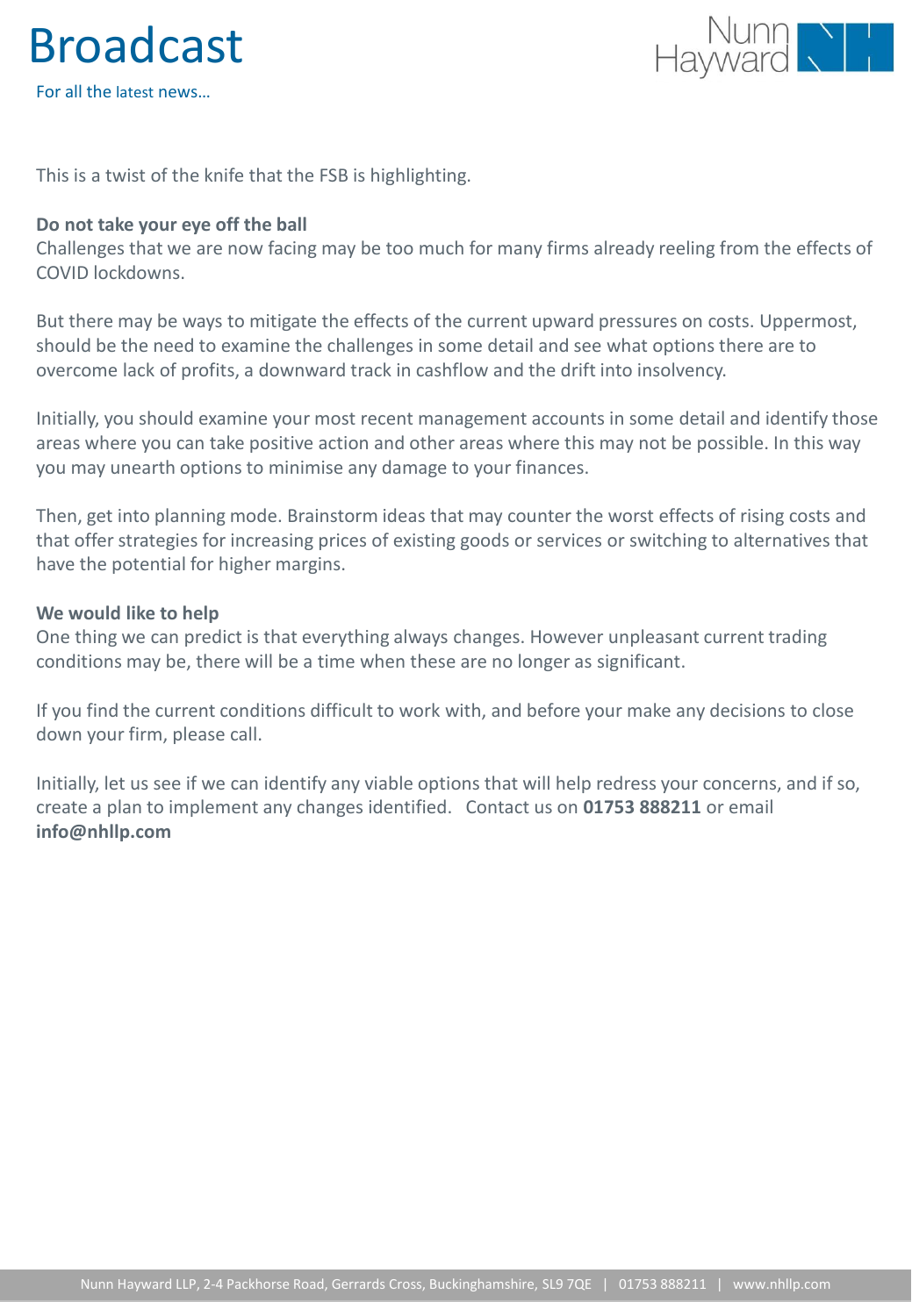This is a twist of the knife that the FSB is highlighting.

**Do not take your eye off the ball**

Challenges that we are now facing may be too much for many firms already reeling from the effects of COVID lockdowns.

But there may be ways to mitigate the effects of the current upward pressures on costs. Uppermost, should be the need to examine the challenges in some detail and see what options there are to overcome lack of profits, a downward track in cashflow and the drift into insolvency.

Initially, you should examine your most recent management accounts in some detail and identify those areas where you can take positive action and other areas where this may not be possible. In this way you may unearth options to minimise any damage to your finances.

Then, get into planning mode. Brainstorm ideas that may counter the worst effects of rising costs and that offer strategies for increasing prices of existing goods or services or switching to alternatives that have the potential for higher margins.

**We would like to help**

One thing we can predict is that everything always changes. However unpleasant current trading conditions may be, there will be a time when these are no longer as significant.

If you find the current conditions difficult to work with, and before your make any decisions to close down your firm, please call.

Initially, let us see if we can identify any viable options that will help redress your concerns, and if so, create a plan to implement any changes identified. Contact us on **01753 888211** or email **info@nhllp.com**